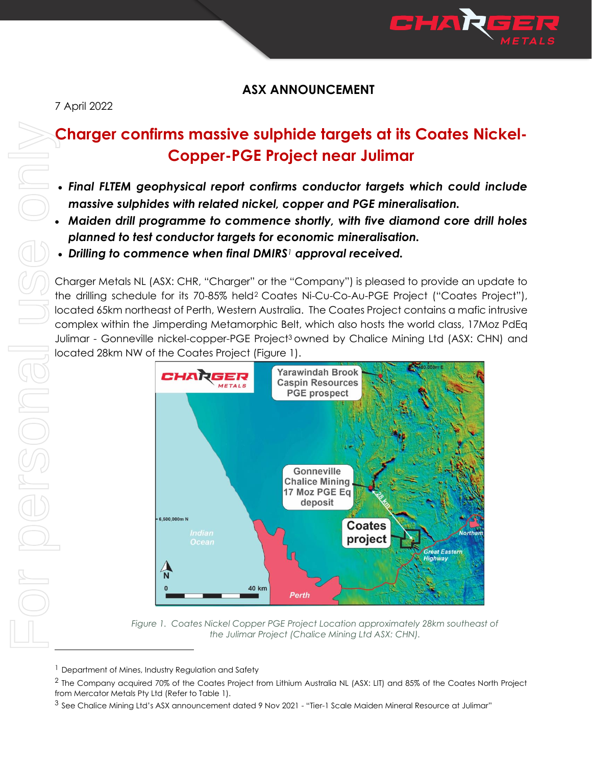## ASX ANNOUNCEMENT

7 April 2022

# Charger confirms massive sulphide targets at its Coates Nickel-Copper-PGE Project near Julimar

- ***Final FLTEM geophysical report confirms conductor targets which could include massive sulphides with related nickel, copper and PGE mineralisation.***
- ***Maiden drill programme to commence shortly, with five diamond core drill holes planned to test conductor targets for economic mineralisation.***
- ***Drilling to commence when final DMIRS[1] approval received.***

Charger Metals NL (ASX: CHR, "Charger" or the "Company") is pleased to provide an update to the drilling schedule for its 70-85% held[2] Coates Ni-Cu-Co-Au-PGE Project ("Coates Project"), located 65km northeast of Perth, Western Australia. The Coates Project contains a mafic intrusive complex within the Jimperding Metamorphic Belt, which also hosts the world class, 17Moz PdEq Julimar - Gonneville nickel-copper-PGE Project[3] owned by Chalice Mining Ltd (ASX: CHN) and located 28km NW of the Coates Project (Figure 1).

*Figure 1. Coates Nickel Copper PGE Project Location approximately 28km southeast of the Julimar Project (Chalice Mining Ltd ASX: CHN).*

---

[1] Department of Mines, Industry Regulation and Safety

[2] The Company acquired 70% of the Coates Project from Lithium Australia NL (ASX: LIT) and 85% of the Coates North Project from Mercator Metals Pty Ltd (Refer to Table 1).

[3] See Chalice Mining Ltd's ASX announcement dated 9 Nov 2021 - "Tier-1 Scale Maiden Mineral Resource at Julimar"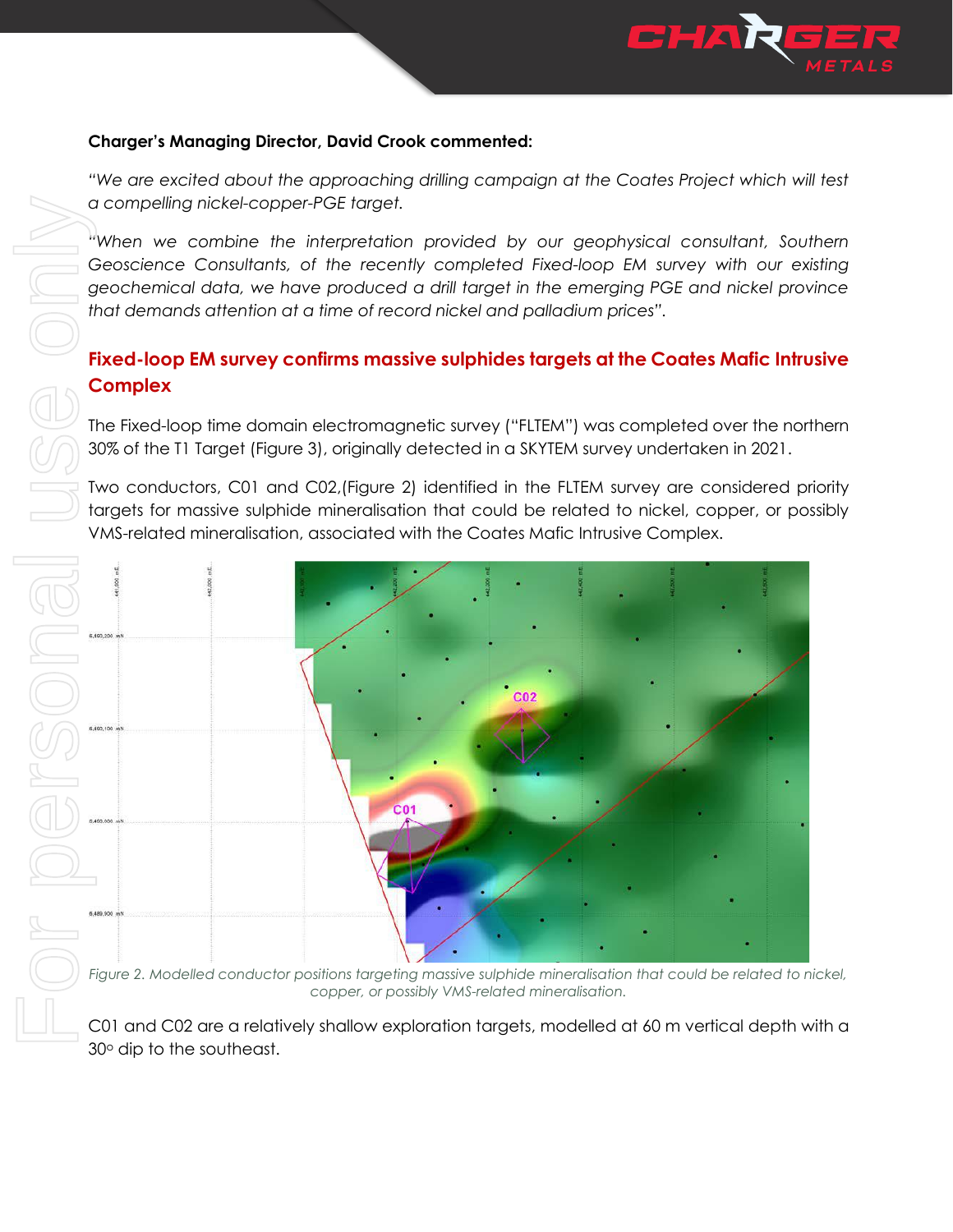**Charger's Managing Director, David Crook commented:**

*"We are excited about the approaching drilling campaign at the Coates Project which will test a compelling nickel-copper-PGE target.*

*"When we combine the interpretation provided by our geophysical consultant, Southern Geoscience Consultants, of the recently completed Fixed-loop EM survey with our existing geochemical data, we have produced a drill target in the emerging PGE and nickel province that demands attention at a time of record nickel and palladium prices".*

## Fixed-loop EM survey confirms massive sulphides targets at the Coates Mafic Intrusive Complex

The Fixed-loop time domain electromagnetic survey ("FLTEM") was completed over the northern 30% of the T1 Target (Figure 3), originally detected in a SKYTEM survey undertaken in 2021.

Two conductors, C01 and C02,(Figure 2) identified in the FLTEM survey are considered priority targets for massive sulphide mineralisation that could be related to nickel, copper, or possibly VMS-related mineralisation, associated with the Coates Mafic Intrusive Complex.

*Figure 2. Modelled conductor positions targeting massive sulphide mineralisation that could be related to nickel, copper, or possibly VMS-related mineralisation.*

C01 and C02 are a relatively shallow exploration targets, modelled at 60 m vertical depth with a 30° dip to the southeast.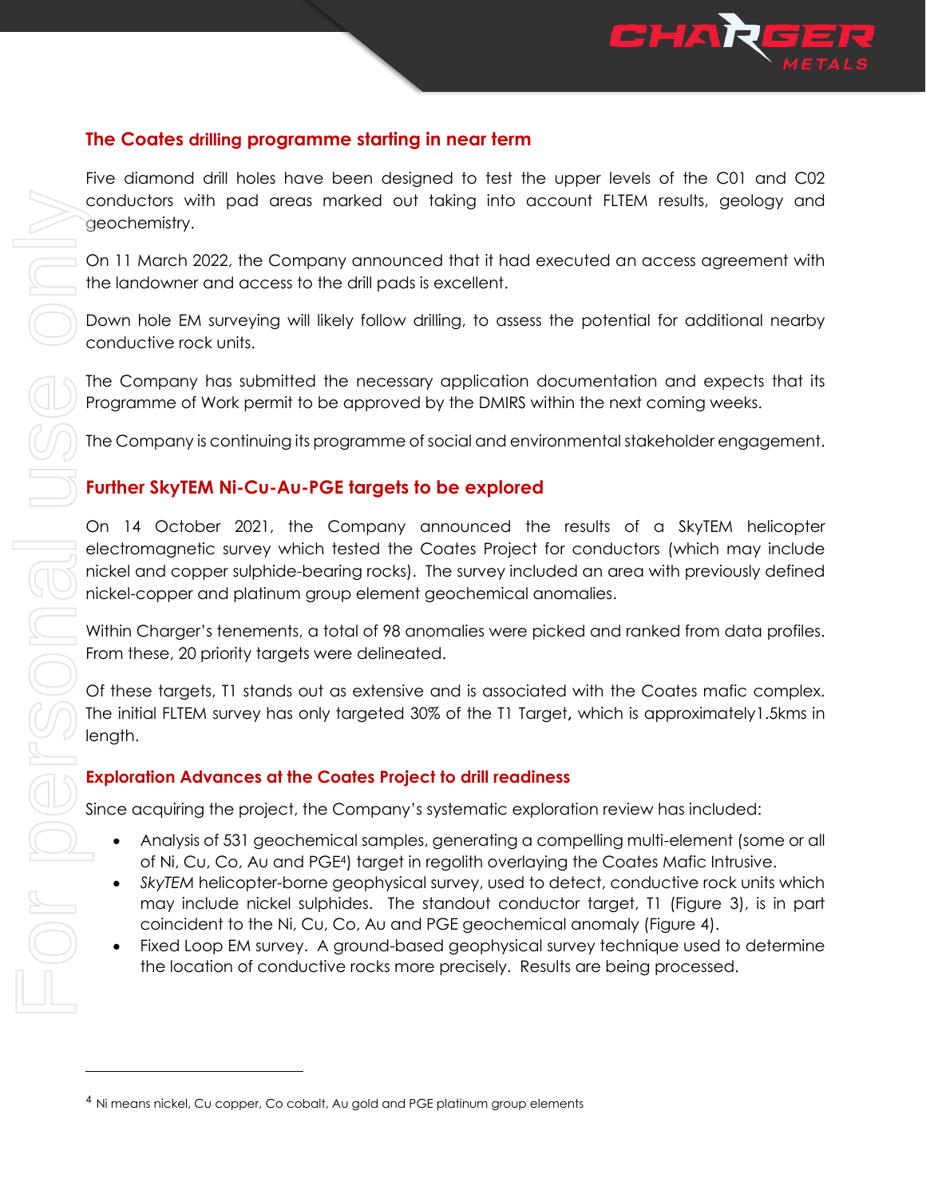## The Coates drilling programme starting in near term

Five diamond drill holes have been designed to test the upper levels of the C01 and C02 conductors with pad areas marked out taking into account FLTEM results, geology and geochemistry.

On 11 March 2022, the Company announced that it had executed an access agreement with the landowner and access to the drill pads is excellent.

Down hole EM surveying will likely follow drilling, to assess the potential for additional nearby conductive rock units.

The Company has submitted the necessary application documentation and expects that its Programme of Work permit to be approved by the DMIRS within the next coming weeks.

The Company is continuing its programme of social and environmental stakeholder engagement.

## Further SkyTEM Ni-Cu-Au-PGE targets to be explored

On 14 October 2021, the Company announced the results of a SkyTEM helicopter electromagnetic survey which tested the Coates Project for conductors (which may include nickel and copper sulphide-bearing rocks). The survey included an area with previously defined nickel-copper and platinum group element geochemical anomalies.

Within Charger's tenements, a total of 98 anomalies were picked and ranked from data profiles. From these, 20 priority targets were delineated.

Of these targets, T1 stands out as extensive and is associated with the Coates mafic complex. The initial FLTEM survey has only targeted 30% of the T1 Target**,** which is approximately1.5kms in length.

## Exploration Advances at the Coates Project to drill readiness

Since acquiring the project, the Company's systematic exploration review has included:

- Analysis of 531 geochemical samples, generating a compelling multi-element (some or all of Ni, Cu, Co, Au and PGE[4]) target in regolith overlaying the Coates Mafic Intrusive.
- *SkyTEM* helicopter-borne geophysical survey, used to detect, conductive rock units which may include nickel sulphides. The standout conductor target, T1 (Figure 3), is in part coincident to the Ni, Cu, Co, Au and PGE geochemical anomaly (Figure 4).
- Fixed Loop EM survey. A ground-based geophysical survey technique used to determine the location of conductive rocks more precisely. Results are being processed.

---

[4] Ni means nickel, Cu copper, Co cobalt, Au gold and PGE platinum group elements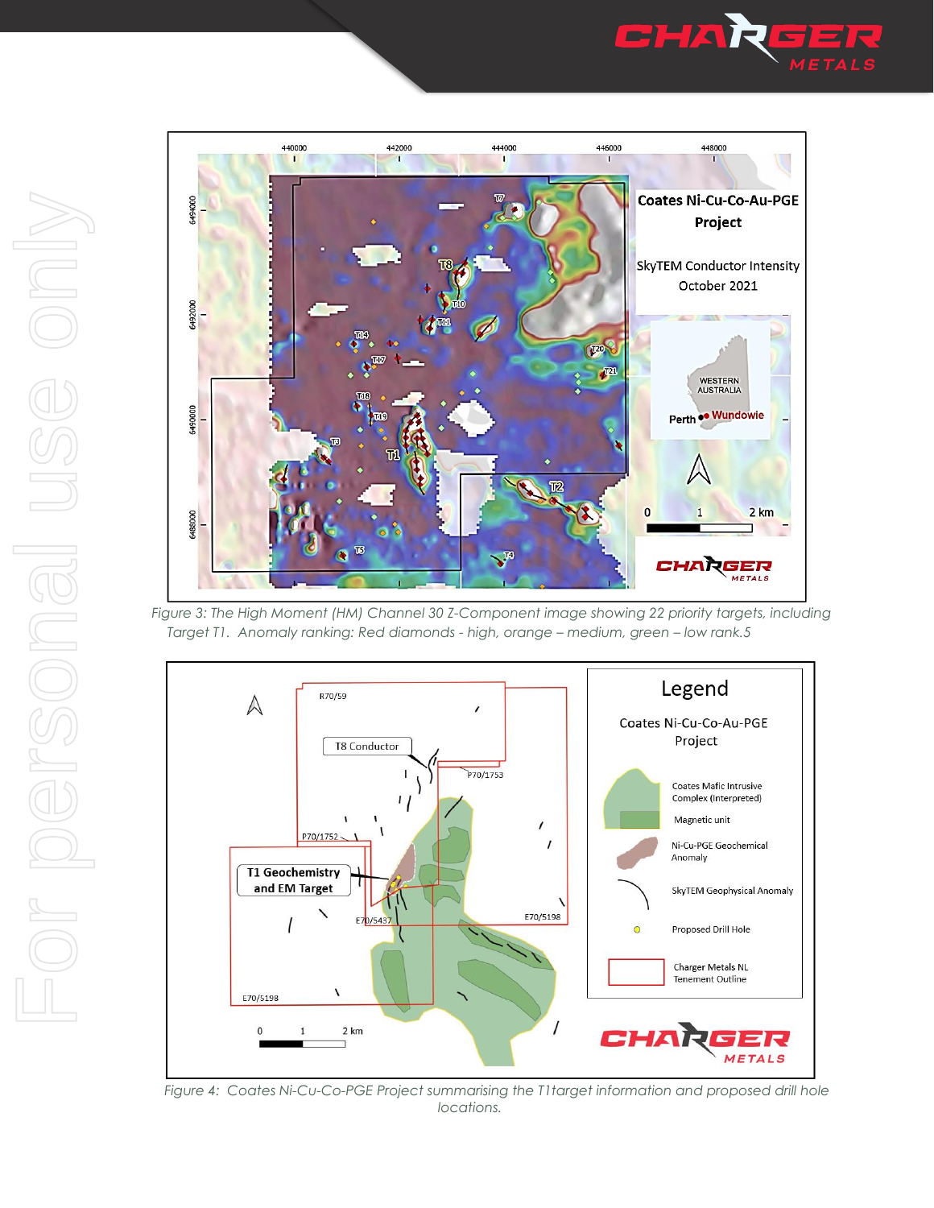Figure 3: The High Moment (HM) Channel 30 Z-Component image showing 22 priority targets, including Target T1. Anomaly ranking: Red diamonds - high, orange – medium, green – low rank.5

Figure 4: Coates Ni-Cu-Co-PGE Project summarising the T1target information and proposed drill hole locations.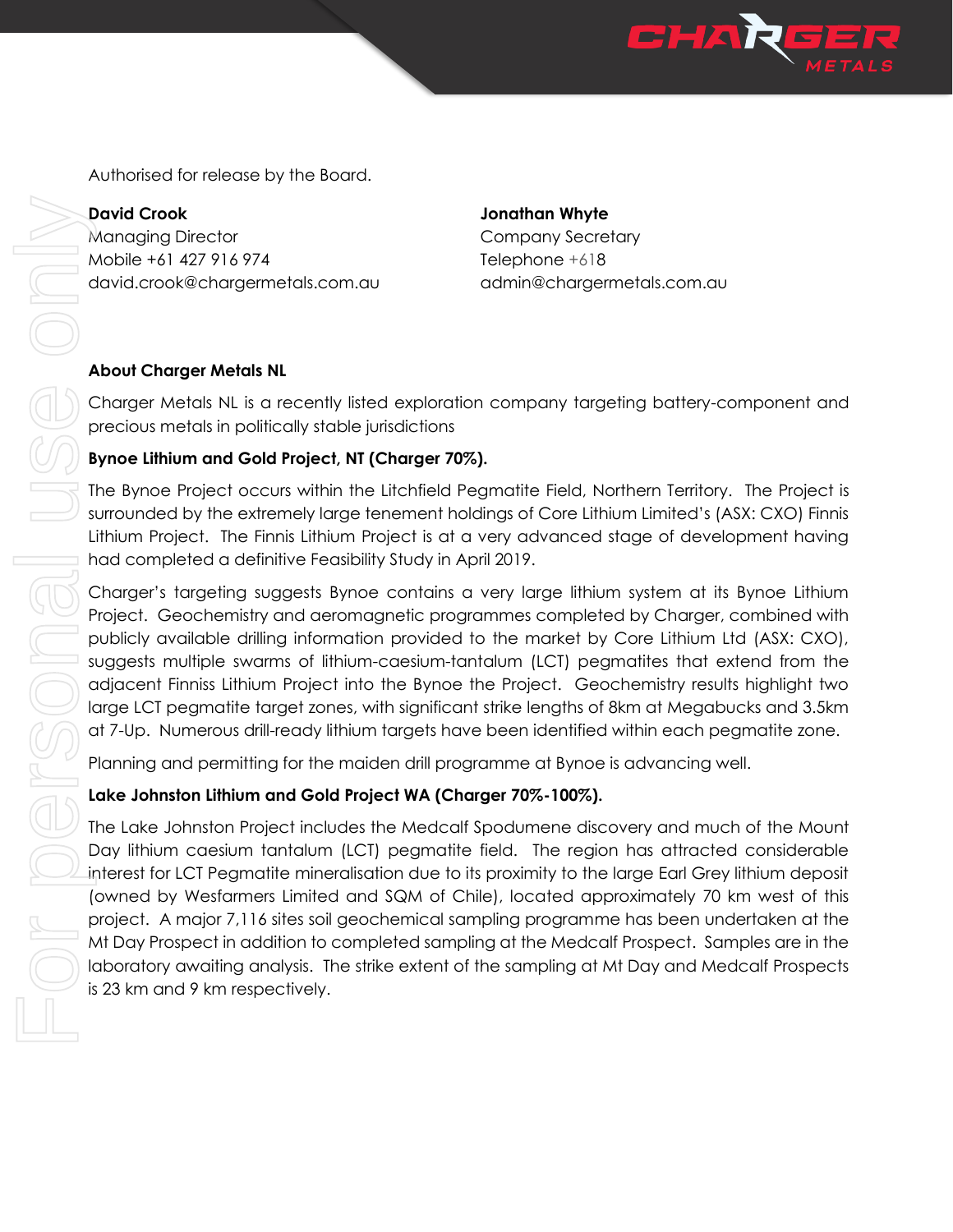Authorised for release by the Board.

**David Crook**
Managing Director
Mobile +61 427 916 974
david.crook@chargermetals.com.au

**Jonathan Whyte**
Company Secretary
Telephone +618
admin@chargermetals.com.au

**About Charger Metals NL**

Charger Metals NL is a recently listed exploration company targeting battery-component and precious metals in politically stable jurisdictions

**Bynoe Lithium and Gold Project, NT (Charger 70%).**

The Bynoe Project occurs within the Litchfield Pegmatite Field, Northern Territory. The Project is surrounded by the extremely large tenement holdings of Core Lithium Limited's (ASX: CXO) Finnis Lithium Project. The Finnis Lithium Project is at a very advanced stage of development having had completed a definitive Feasibility Study in April 2019.

Charger's targeting suggests Bynoe contains a very large lithium system at its Bynoe Lithium Project. Geochemistry and aeromagnetic programmes completed by Charger, combined with publicly available drilling information provided to the market by Core Lithium Ltd (ASX: CXO), suggests multiple swarms of lithium-caesium-tantalum (LCT) pegmatites that extend from the adjacent Finniss Lithium Project into the Bynoe the Project. Geochemistry results highlight two large LCT pegmatite target zones, with significant strike lengths of 8km at Megabucks and 3.5km at 7-Up. Numerous drill-ready lithium targets have been identified within each pegmatite zone.

Planning and permitting for the maiden drill programme at Bynoe is advancing well.

**Lake Johnston Lithium and Gold Project WA (Charger 70%-100%).**

The Lake Johnston Project includes the Medcalf Spodumene discovery and much of the Mount Day lithium caesium tantalum (LCT) pegmatite field. The region has attracted considerable interest for LCT Pegmatite mineralisation due to its proximity to the large Earl Grey lithium deposit (owned by Wesfarmers Limited and SQM of Chile), located approximately 70 km west of this project. A major 7,116 sites soil geochemical sampling programme has been undertaken at the Mt Day Prospect in addition to completed sampling at the Medcalf Prospect. Samples are in the laboratory awaiting analysis. The strike extent of the sampling at Mt Day and Medcalf Prospects is 23 km and 9 km respectively.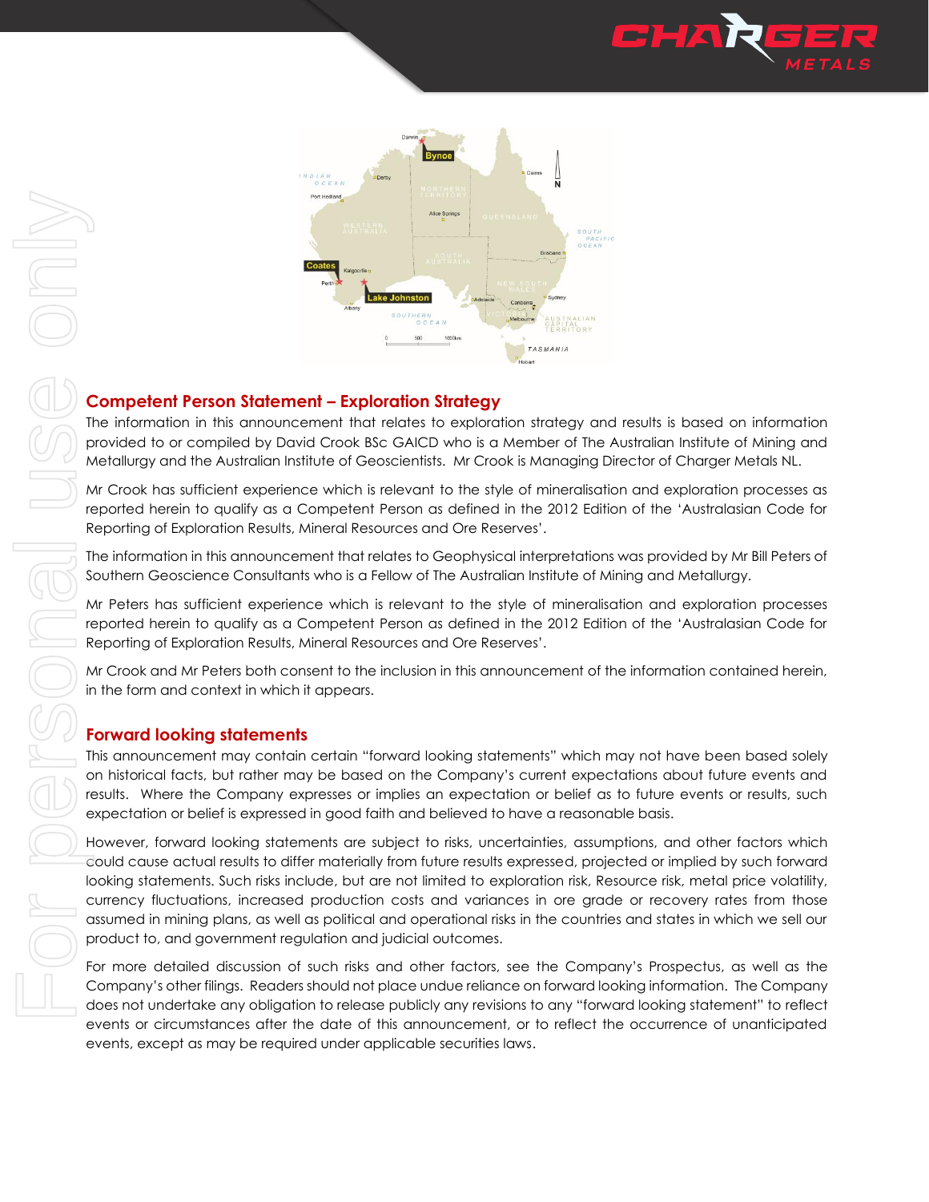## Competent Person Statement – Exploration Strategy

The information in this announcement that relates to exploration strategy and results is based on information provided to or compiled by David Crook BSc GAICD who is a Member of The Australian Institute of Mining and Metallurgy and the Australian Institute of Geoscientists. Mr Crook is Managing Director of Charger Metals NL.

Mr Crook has sufficient experience which is relevant to the style of mineralisation and exploration processes as reported herein to qualify as a Competent Person as defined in the 2012 Edition of the 'Australasian Code for Reporting of Exploration Results, Mineral Resources and Ore Reserves'.

The information in this announcement that relates to Geophysical interpretations was provided by Mr Bill Peters of Southern Geoscience Consultants who is a Fellow of The Australian Institute of Mining and Metallurgy.

Mr Peters has sufficient experience which is relevant to the style of mineralisation and exploration processes reported herein to qualify as a Competent Person as defined in the 2012 Edition of the 'Australasian Code for Reporting of Exploration Results, Mineral Resources and Ore Reserves'.

Mr Crook and Mr Peters both consent to the inclusion in this announcement of the information contained herein, in the form and context in which it appears.

## Forward looking statements

This announcement may contain certain "forward looking statements" which may not have been based solely on historical facts, but rather may be based on the Company's current expectations about future events and results. Where the Company expresses or implies an expectation or belief as to future events or results, such expectation or belief is expressed in good faith and believed to have a reasonable basis.

However, forward looking statements are subject to risks, uncertainties, assumptions, and other factors which could cause actual results to differ materially from future results expressed, projected or implied by such forward looking statements. Such risks include, but are not limited to exploration risk, Resource risk, metal price volatility, currency fluctuations, increased production costs and variances in ore grade or recovery rates from those assumed in mining plans, as well as political and operational risks in the countries and states in which we sell our product to, and government regulation and judicial outcomes.

For more detailed discussion of such risks and other factors, see the Company's Prospectus, as well as the Company's other filings. Readers should not place undue reliance on forward looking information. The Company does not undertake any obligation to release publicly any revisions to any "forward looking statement" to reflect events or circumstances after the date of this announcement, or to reflect the occurrence of unanticipated events, except as may be required under applicable securities laws.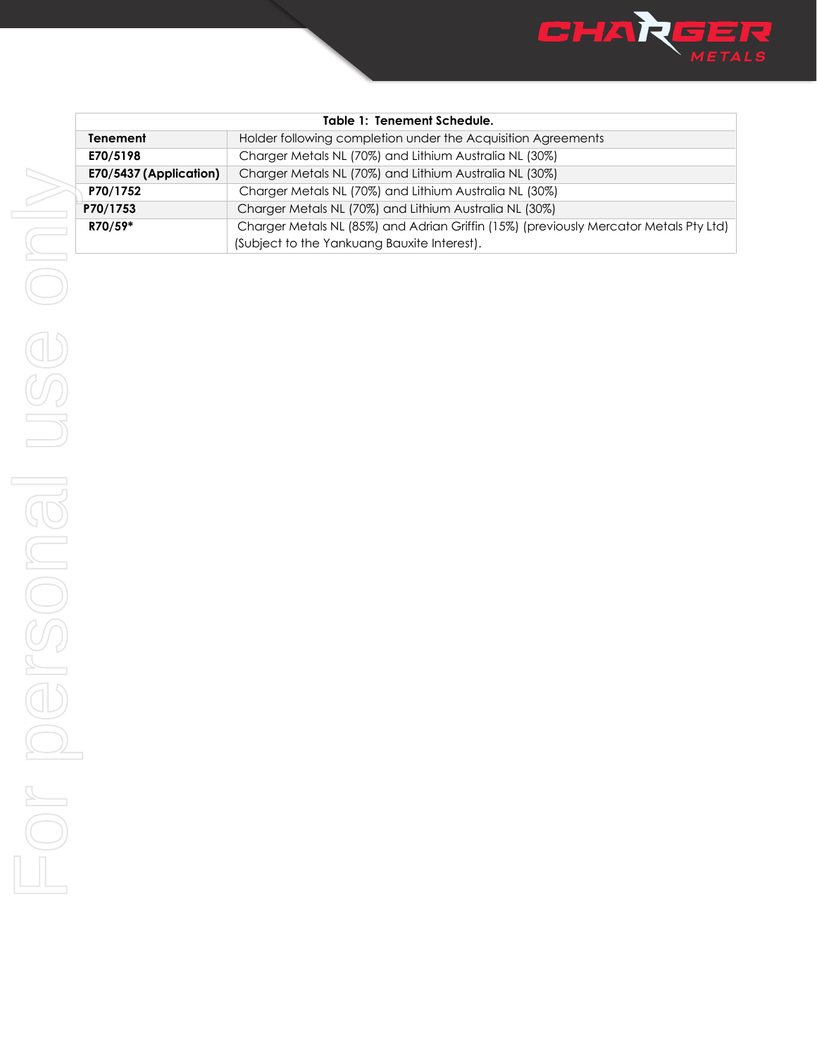| Table 1: Tenement Schedule. | |
|---|---|
| **Tenement** | Holder following completion under the Acquisition Agreements |
| **E70/5198** | Charger Metals NL (70%) and Lithium Australia NL (30%) |
| **E70/5437 (Application)** | Charger Metals NL (70%) and Lithium Australia NL (30%) |
| **P70/1752** | Charger Metals NL (70%) and Lithium Australia NL (30%) |
| **P70/1753** | Charger Metals NL (70%) and Lithium Australia NL (30%) |
| **R70/59*** | Charger Metals NL (85%) and Adrian Griffin (15%) (previously Mercator Metals Pty Ltd) (Subject to the Yankuang Bauxite Interest). |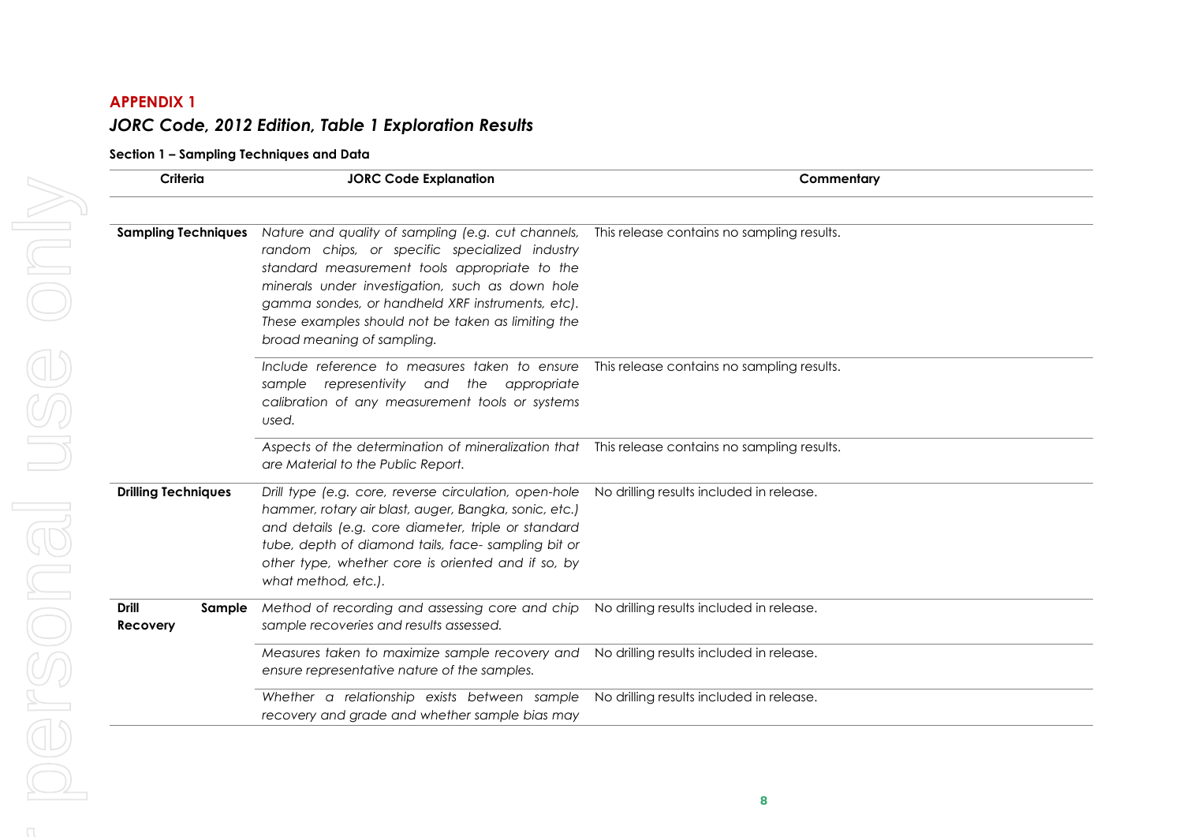**APPENDIX 1**

## *JORC Code, 2012 Edition, Table 1 Exploration Results*

### Section 1 – Sampling Techniques and Data

| Criteria | JORC Code Explanation | Commentary |
|---|---|---|
| **Sampling Techniques** | *Nature and quality of sampling (e.g. cut channels, random chips, or specific specialized industry standard measurement tools appropriate to the minerals under investigation, such as down hole gamma sondes, or handheld XRF instruments, etc). These examples should not be taken as limiting the broad meaning of sampling.* | This release contains no sampling results. |
| | *Include reference to measures taken to ensure sample representivity and the appropriate calibration of any measurement tools or systems used.* | This release contains no sampling results. |
| | *Aspects of the determination of mineralization that are Material to the Public Report.* | This release contains no sampling results. |
| **Drilling Techniques** | *Drill type (e.g. core, reverse circulation, open-hole hammer, rotary air blast, auger, Bangka, sonic, etc.) and details (e.g. core diameter, triple or standard tube, depth of diamond tails, face- sampling bit or other type, whether core is oriented and if so, by what method, etc.).* | No drilling results included in release. |
| **Drill Sample Recovery** | *Method of recording and assessing core and chip sample recoveries and results assessed.* | No drilling results included in release. |
| | *Measures taken to maximize sample recovery and ensure representative nature of the samples.* | No drilling results included in release. |
| | *Whether a relationship exists between sample recovery and grade and whether sample bias may* | No drilling results included in release. |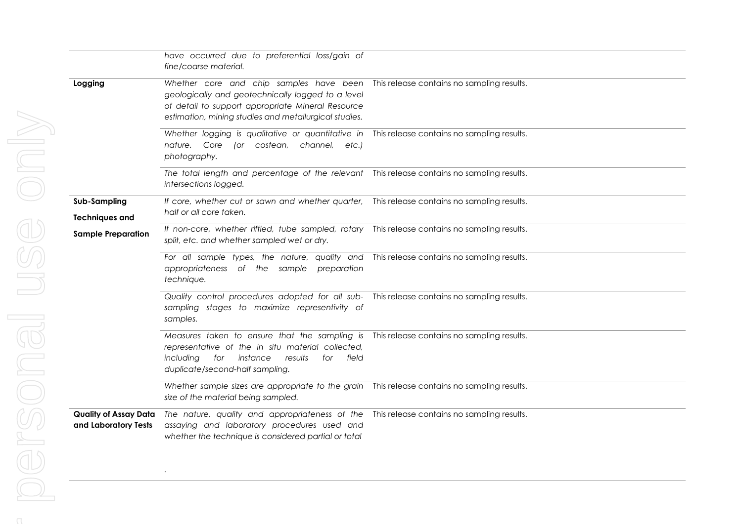| | | |
|---|---|---|
| | *have occurred due to preferential loss/gain of fine/coarse material.* | |
| **Logging** | *Whether core and chip samples have been geologically and geotechnically logged to a level of detail to support appropriate Mineral Resource estimation, mining studies and metallurgical studies.* | This release contains no sampling results. |
| | *Whether logging is qualitative or quantitative in nature. Core (or costean, channel, etc.) photography.* | This release contains no sampling results. |
| | *The total length and percentage of the relevant intersections logged.* | This release contains no sampling results. |
| **Sub-Sampling Techniques and Sample Preparation** | *If core, whether cut or sawn and whether quarter, half or all core taken.* | This release contains no sampling results. |
| | *If non-core, whether riffled, tube sampled, rotary split, etc. and whether sampled wet or dry.* | This release contains no sampling results. |
| | *For all sample types, the nature, quality and appropriateness of the sample preparation technique.* | This release contains no sampling results. |
| | *Quality control procedures adopted for all sub-sampling stages to maximize representivity of samples.* | This release contains no sampling results. |
| | *Measures taken to ensure that the sampling is representative of the in situ material collected, including for instance results for field duplicate/second-half sampling.* | This release contains no sampling results. |
| | *Whether sample sizes are appropriate to the grain size of the material being sampled.* | This release contains no sampling results. |
| **Quality of Assay Data and Laboratory Tests** | *The nature, quality and appropriateness of the assaying and laboratory procedures used and whether the technique is considered partial or total.* | This release contains no sampling results. |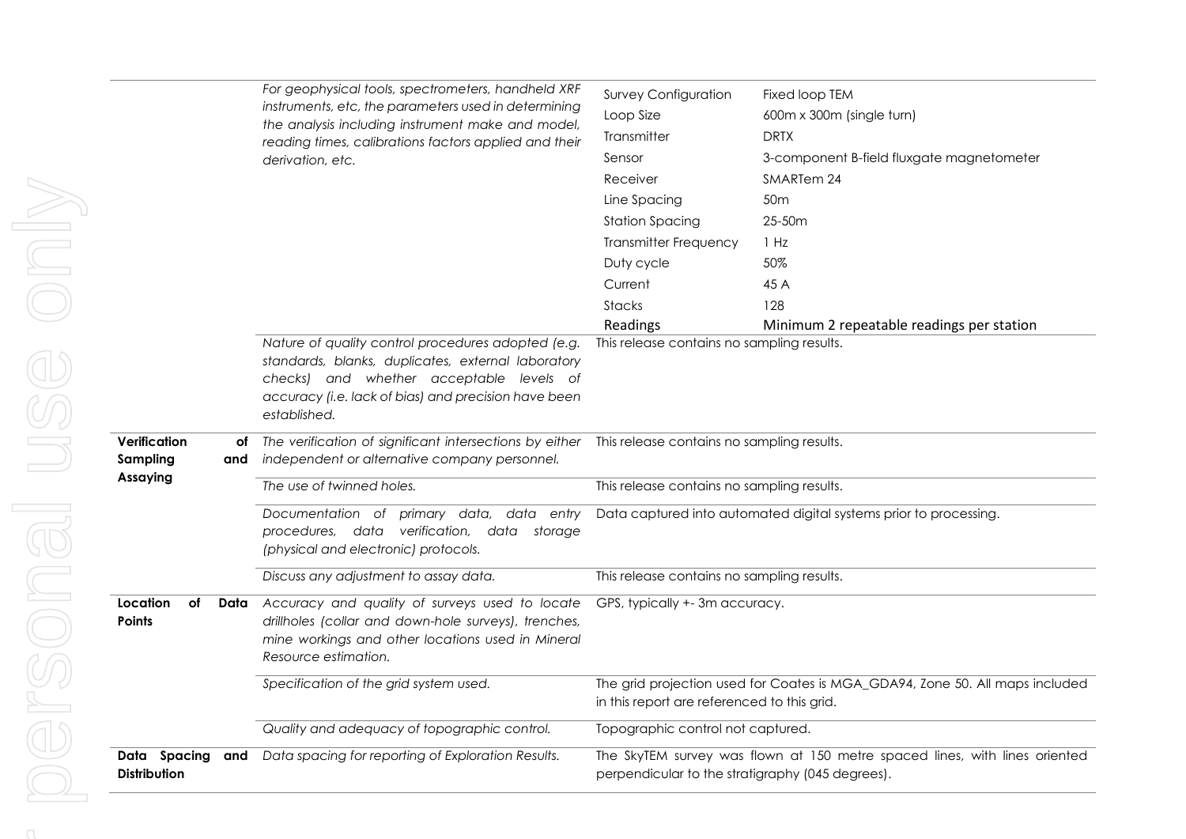| | | |
|---|---|---|
| | *For geophysical tools, spectrometers, handheld XRF instruments, etc, the parameters used in determining the analysis including instrument make and model, reading times, calibrations factors applied and their derivation, etc.* | Survey Configuration: Fixed loop TEM<br>Loop Size: 600m x 300m (single turn)<br>Transmitter: DRTX<br>Sensor: 3-component B-field fluxgate magnetometer<br>Receiver: SMARTem 24<br>Line Spacing: 50m<br>Station Spacing: 25-50m<br>Transmitter Frequency: 1 Hz<br>Duty cycle: 50%<br>Current: 45 A<br>Stacks: 128<br>Readings: Minimum 2 repeatable readings per station |
| | *Nature of quality control procedures adopted (e.g. standards, blanks, duplicates, external laboratory checks) and whether acceptable levels of accuracy (i.e. lack of bias) and precision have been established.* | This release contains no sampling results. |
| **Verification of Sampling and Assaying** | *The verification of significant intersections by either independent or alternative company personnel.* | This release contains no sampling results. |
| | *The use of twinned holes.* | This release contains no sampling results. |
| | *Documentation of primary data, data entry procedures, data verification, data storage (physical and electronic) protocols.* | Data captured into automated digital systems prior to processing. |
| | *Discuss any adjustment to assay data.* | This release contains no sampling results. |
| **Location of Data Points** | *Accuracy and quality of surveys used to locate drillholes (collar and down-hole surveys), trenches, mine workings and other locations used in Mineral Resource estimation.* | GPS, typically +- 3m accuracy. |
| | *Specification of the grid system used.* | The grid projection used for Coates is MGA_GDA94, Zone 50. All maps included in this report are referenced to this grid. |
| | *Quality and adequacy of topographic control.* | Topographic control not captured. |
| **Data Spacing and Distribution** | *Data spacing for reporting of Exploration Results.* | The SkyTEM survey was flown at 150 metre spaced lines, with lines oriented perpendicular to the stratigraphy (045 degrees). |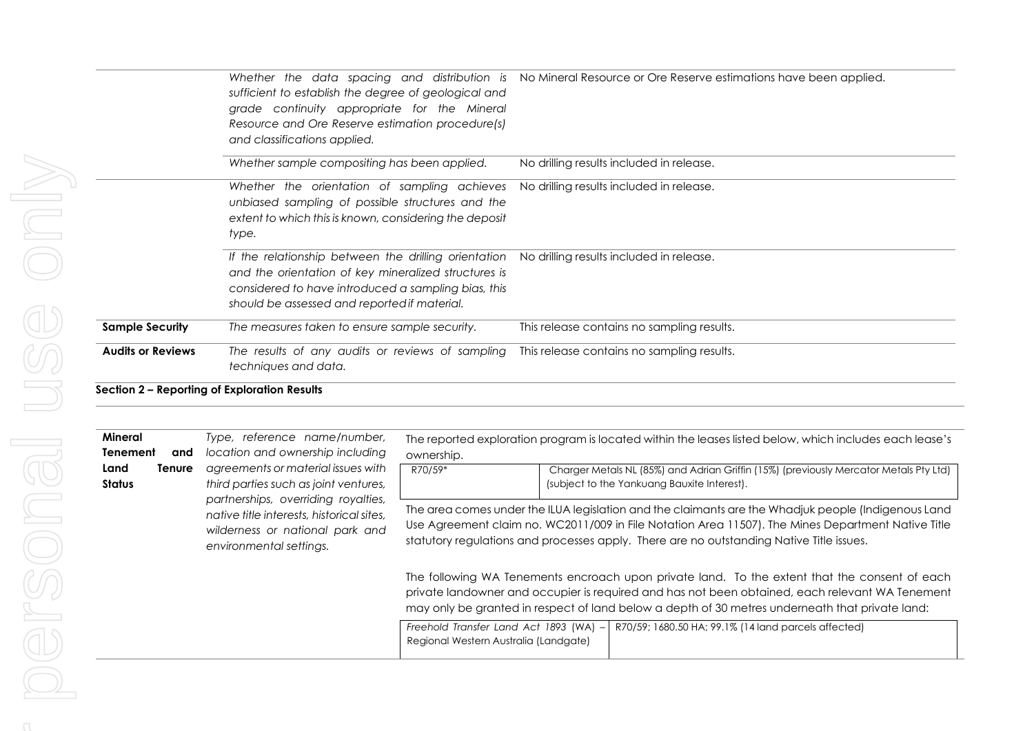| | | |
|---|---|---|
| | *Whether the data spacing and distribution is sufficient to establish the degree of geological and grade continuity appropriate for the Mineral Resource and Ore Reserve estimation procedure(s) and classifications applied.* | No Mineral Resource or Ore Reserve estimations have been applied. |
| | *Whether sample compositing has been applied.* | No drilling results included in release. |
| | *Whether the orientation of sampling achieves unbiased sampling of possible structures and the extent to which this is known, considering the deposit type.* | No drilling results included in release. |
| | *If the relationship between the drilling orientation and the orientation of key mineralized structures is considered to have introduced a sampling bias, this should be assessed and reported if material.* | No drilling results included in release. |
| **Sample Security** | *The measures taken to ensure sample security.* | This release contains no sampling results. |
| **Audits or Reviews** | *The results of any audits or reviews of sampling techniques and data.* | This release contains no sampling results. |

**Section 2 – Reporting of Exploration Results**

| | | |
|---|---|---|
| **Mineral Tenement and Land Tenure Status** | *Type, reference name/number, location and ownership including agreements or material issues with third parties such as joint ventures, partnerships, overriding royalties, native title interests, historical sites, wilderness or national park and environmental settings.* | The reported exploration program is located within the leases listed below, which includes each lease's ownership.<br><br>R70/59* — Charger Metals NL (85%) and Adrian Griffin (15%) (previously Mercator Metals Pty Ltd) (subject to the Yankuang Bauxite Interest).<br><br>The area comes under the ILUA legislation and the claimants are the Whadjuk people (Indigenous Land Use Agreement claim no. WC2011/009 in File Notation Area 11507). The Mines Department Native Title statutory regulations and processes apply. There are no outstanding Native Title issues.<br><br>The following WA Tenements encroach upon private land. To the extent that the consent of each private landowner and occupier is required and has not been obtained, each relevant WA Tenement may only be granted in respect of land below a depth of 30 metres underneath that private land:<br><br>*Freehold Transfer Land Act 1893* (WA) – Regional Western Australia (Landgate) — R70/59; 1680.50 HA; 99.1% (14 land parcels affected) |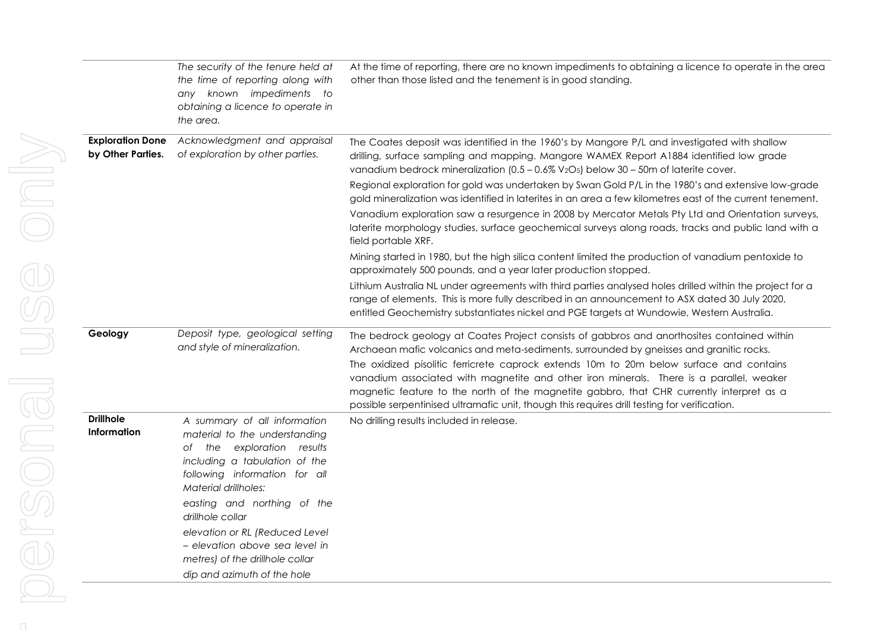|  |  |  |
|---|---|---|
|  | *The security of the tenure held at the time of reporting along with any known impediments to obtaining a licence to operate in the area.* | At the time of reporting, there are no known impediments to obtaining a licence to operate in the area other than those listed and the tenement is in good standing. |
| **Exploration Done by Other Parties.** | *Acknowledgment and appraisal of exploration by other parties.* | The Coates deposit was identified in the 1960's by Mangore P/L and investigated with shallow drilling, surface sampling and mapping. Mangore WAMEX Report A1884 identified low grade vanadium bedrock mineralization (0.5 – 0.6% $V_2O_5$) below 30 – 50m of laterite cover.<br>Regional exploration for gold was undertaken by Swan Gold P/L in the 1980's and extensive low-grade gold mineralization was identified in laterites in an area a few kilometres east of the current tenement.<br>Vanadium exploration saw a resurgence in 2008 by Mercator Metals Pty Ltd and Orientation surveys, laterite morphology studies, surface geochemical surveys along roads, tracks and public land with a field portable XRF.<br>Mining started in 1980, but the high silica content limited the production of vanadium pentoxide to approximately 500 pounds, and a year later production stopped.<br>Lithium Australia NL under agreements with third parties analysed holes drilled within the project for a range of elements. This is more fully described in an announcement to ASX dated 30 July 2020, entitled Geochemistry substantiates nickel and PGE targets at Wundowie, Western Australia. |
| **Geology** | *Deposit type, geological setting and style of mineralization.* | The bedrock geology at Coates Project consists of gabbros and anorthosites contained within Archaean mafic volcanics and meta-sediments, surrounded by gneisses and granitic rocks.<br>The oxidized pisolitic ferricrete caprock extends 10m to 20m below surface and contains vanadium associated with magnetite and other iron minerals. There is a parallel, weaker magnetic feature to the north of the magnetite gabbro, that CHR currently interpret as a possible serpentinised ultramafic unit, though this requires drill testing for verification. |
| **Drillhole Information** | *A summary of all information material to the understanding of the exploration results including a tabulation of the following information for all Material drillholes:*<br>*easting and northing of the drillhole collar*<br>*elevation or RL (Reduced Level – elevation above sea level in metres) of the drillhole collar*<br>*dip and azimuth of the hole* | No drilling results included in release. |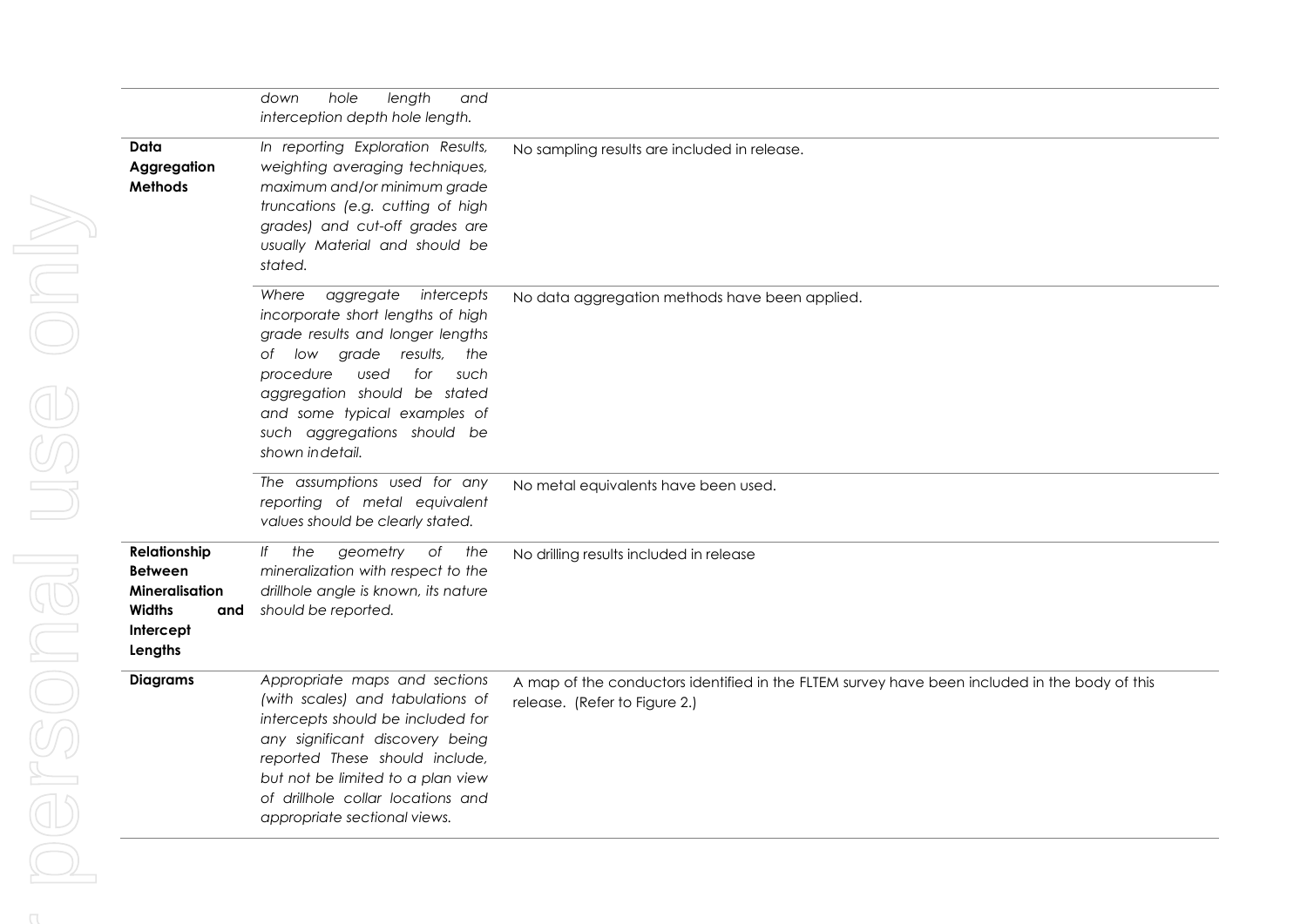| | | |
|---|---|---|
| | *down hole length and interception depth hole length.* | |
| **Data Aggregation Methods** | *In reporting Exploration Results, weighting averaging techniques, maximum and/or minimum grade truncations (e.g. cutting of high grades) and cut-off grades are usually Material and should be stated.* | No sampling results are included in release. |
| | *Where aggregate intercepts incorporate short lengths of high grade results and longer lengths of low grade results, the procedure used for such aggregation should be stated and some typical examples of such aggregations should be shown indetail.* | No data aggregation methods have been applied. |
| | *The assumptions used for any reporting of metal equivalent values should be clearly stated.* | No metal equivalents have been used. |
| **Relationship Between Mineralisation Widths and Intercept Lengths** | *If the geometry of the mineralization with respect to the drillhole angle is known, its nature should be reported.* | No drilling results included in release |
| **Diagrams** | *Appropriate maps and sections (with scales) and tabulations of intercepts should be included for any significant discovery being reported These should include, but not be limited to a plan view of drillhole collar locations and appropriate sectional views.* | A map of the conductors identified in the FLTEM survey have been included in the body of this release. (Refer to Figure 2.) |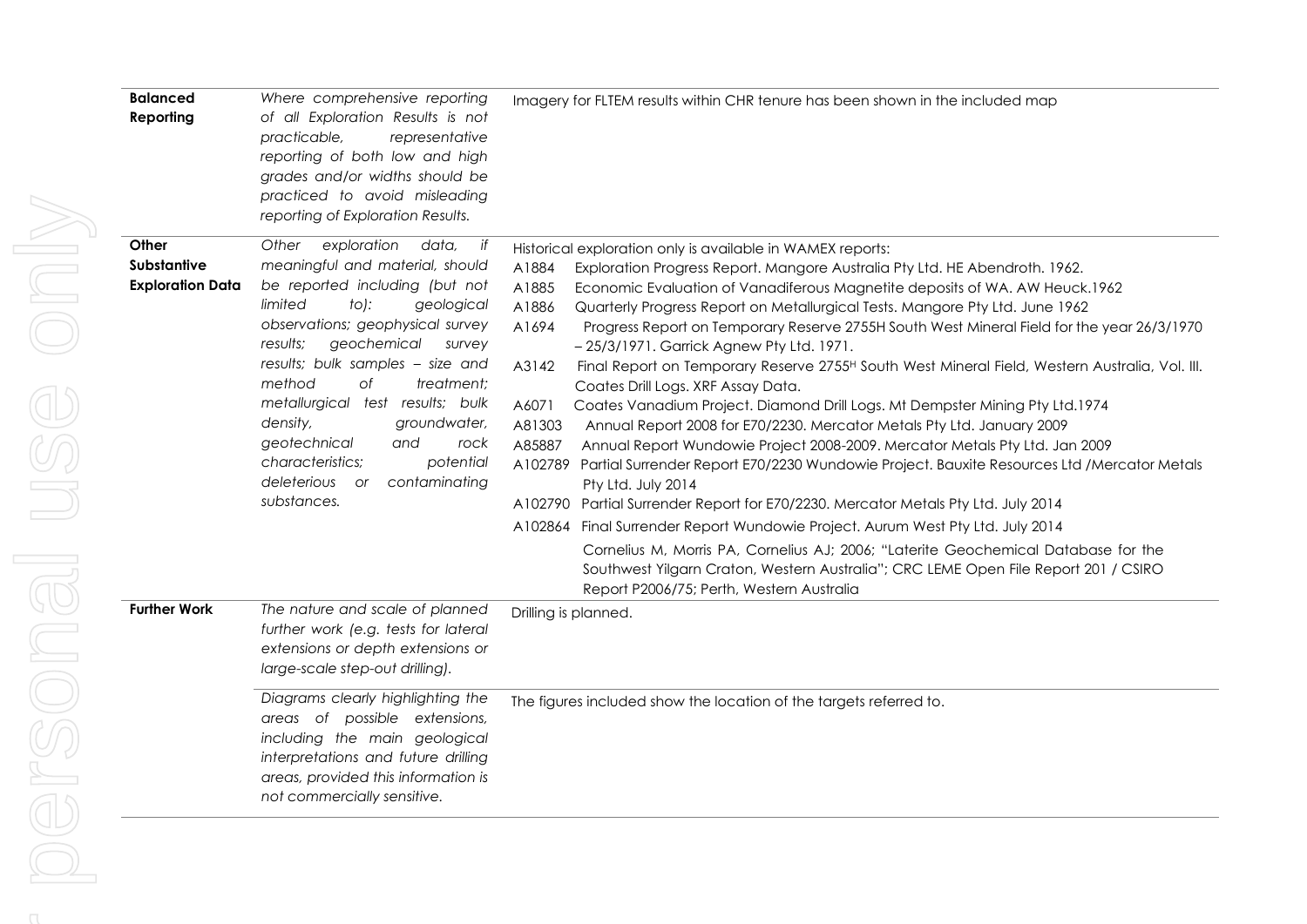| | | |
|---|---|---|
| **Balanced Reporting** | *Where comprehensive reporting of all Exploration Results is not practicable, representative reporting of both low and high grades and/or widths should be practiced to avoid misleading reporting of Exploration Results.* | Imagery for FLTEM results within CHR tenure has been shown in the included map |
| **Other Substantive Exploration Data** | *Other exploration data, if meaningful and material, should be reported including (but not limited to): geological observations; geophysical survey results; geochemical survey results; bulk samples – size and method of treatment; metallurgical test results; bulk density, groundwater, geotechnical and rock characteristics; potential deleterious or contaminating substances.* | Historical exploration only is available in WAMEX reports:<br>A1884 Exploration Progress Report. Mangore Australia Pty Ltd. HE Abendroth. 1962.<br>A1885 Economic Evaluation of Vanadiferous Magnetite deposits of WA. AW Heuck.1962<br>A1886 Quarterly Progress Report on Metallurgical Tests. Mangore Pty Ltd. June 1962<br>A1694 Progress Report on Temporary Reserve 2755H South West Mineral Field for the year 26/3/1970 – 25/3/1971. Garrick Agnew Pty Ltd. 1971.<br>A3142 Final Report on Temporary Reserve 2755H South West Mineral Field, Western Australia, Vol. III. Coates Drill Logs. XRF Assay Data.<br>A6071 Coates Vanadium Project. Diamond Drill Logs. Mt Dempster Mining Pty Ltd.1974<br>A81303 Annual Report 2008 for E70/2230. Mercator Metals Pty Ltd. January 2009<br>A85887 Annual Report Wundowie Project 2008-2009. Mercator Metals Pty Ltd. Jan 2009<br>A102789 Partial Surrender Report E70/2230 Wundowie Project. Bauxite Resources Ltd /Mercator Metals Pty Ltd. July 2014<br>A102790 Partial Surrender Report for E70/2230. Mercator Metals Pty Ltd. July 2014<br>A102864 Final Surrender Report Wundowie Project. Aurum West Pty Ltd. July 2014<br>Cornelius M, Morris PA, Cornelius AJ; 2006; "Laterite Geochemical Database for the Southwest Yilgarn Craton, Western Australia"; CRC LEME Open File Report 201 / CSIRO Report P2006/75; Perth, Western Australia |
| **Further Work** | *The nature and scale of planned further work (e.g. tests for lateral extensions or depth extensions or large-scale step-out drilling).* | Drilling is planned. |
| | *Diagrams clearly highlighting the areas of possible extensions, including the main geological interpretations and future drilling areas, provided this information is not commercially sensitive.* | The figures included show the location of the targets referred to. |